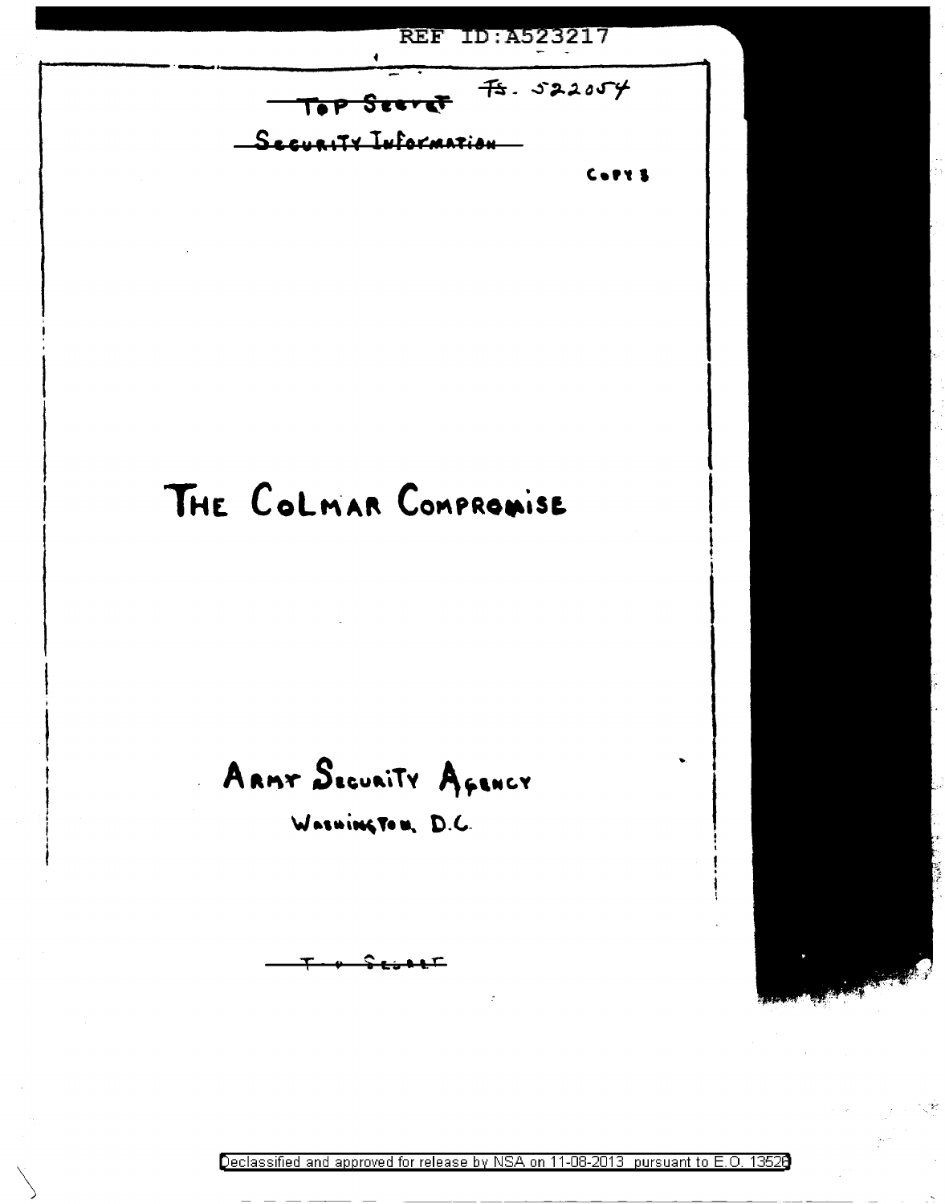REF ID:A523217

~~TOP SECRET~~ TS. 522054

~~SECURITY INFORMATION~~

COPY 3

# THE COLMAR COMPROMISE

ARMY SECURITY AGENCY

WASHINGTON, D.C.

~~TOP SECRET~~

Declassified and approved for release by NSA on 11-08-2013 pursuant to E.O. 13526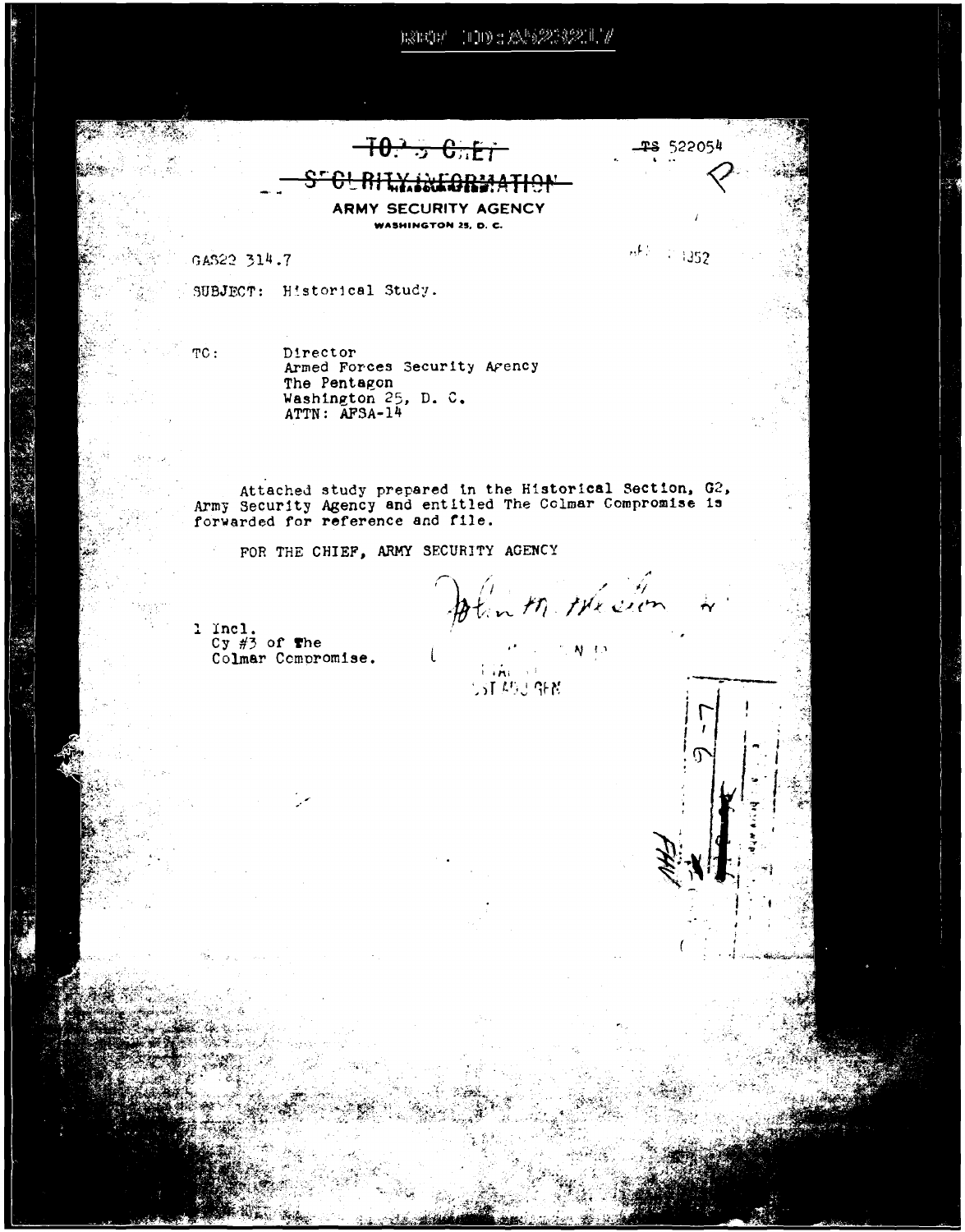REF ID:A523217

~~TOP SECRET~~ ~~SECURITY INFORMATION~~

TS 522054

HEADQUARTERS
ARMY SECURITY AGENCY
WASHINGTON 25, D. C.

GAS22 314.7

1952

SUBJECT: Historical Study.

TO: Director
Armed Forces Security Agency
The Pentagon
Washington 25, D. C.
ATTN: AFSA-14

Attached study prepared in the Historical Section, G2, Army Security Agency and entitled The Colmar Compromise is forwarded for reference and file.

FOR THE CHIEF, ARMY SECURITY AGENCY

1 Incl.
Cy #3 of The
Colmar Compromise.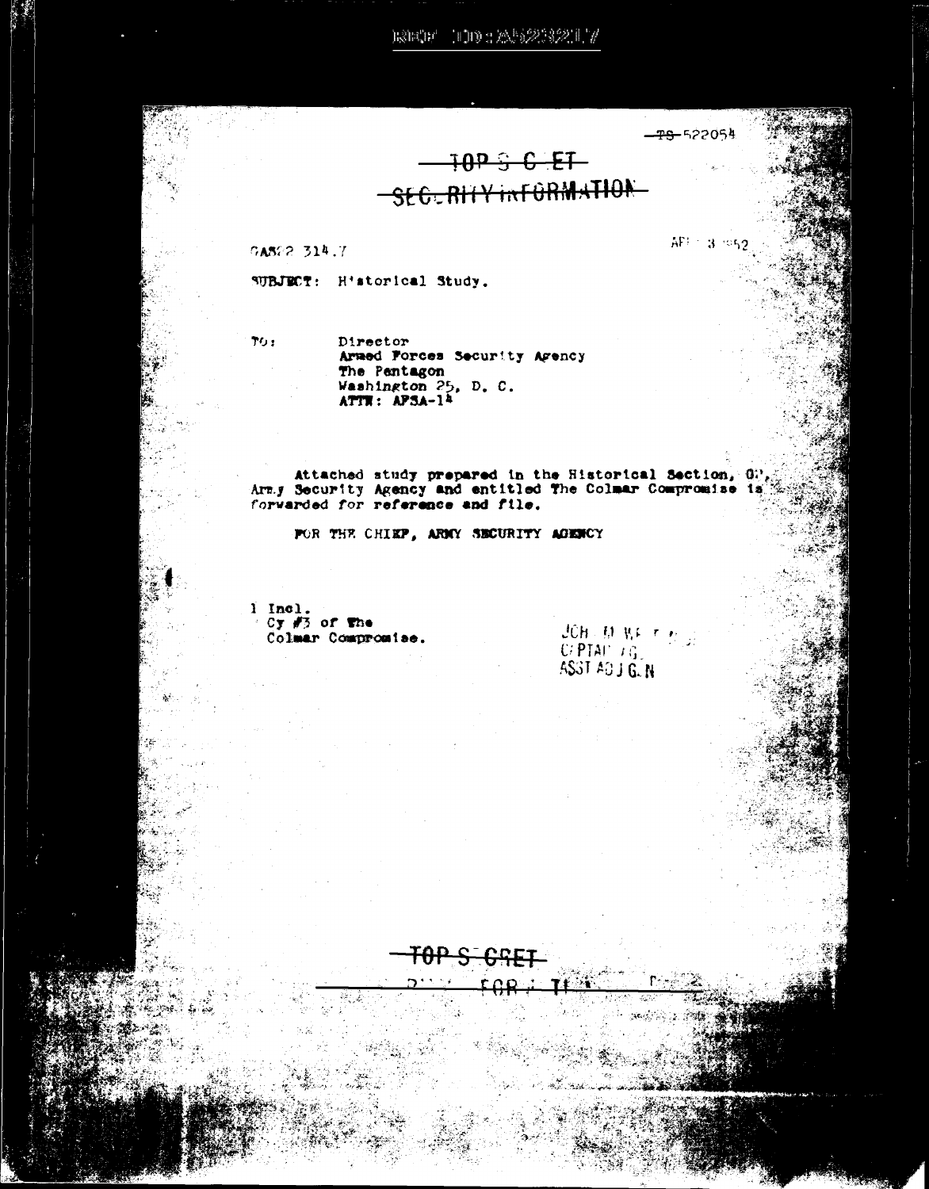REF ID:A523217

~~TS-522054~~

~~TOP SECRET~~

~~SECURITY INFORMATION~~

CASGC 314.7

APR 3 1952

SUBJECT: Historical Study.

TO: Director
Armed Forces Security Agency
The Pentagon
Washington 25, D. C.
ATTN: AFSA-14

Attached study prepared in the Historical Section, G2, Army Security Agency and entitled The Colmar Compromise is forwarded for reference and file.

FOR THE CHIEF, ARMY SECURITY AGENCY

1 Incl.
Cy #3 of The
Colmar Compromise.

JOH M W
CAPTAIN AG
ASST ADJ GEN

~~TOP SECRET~~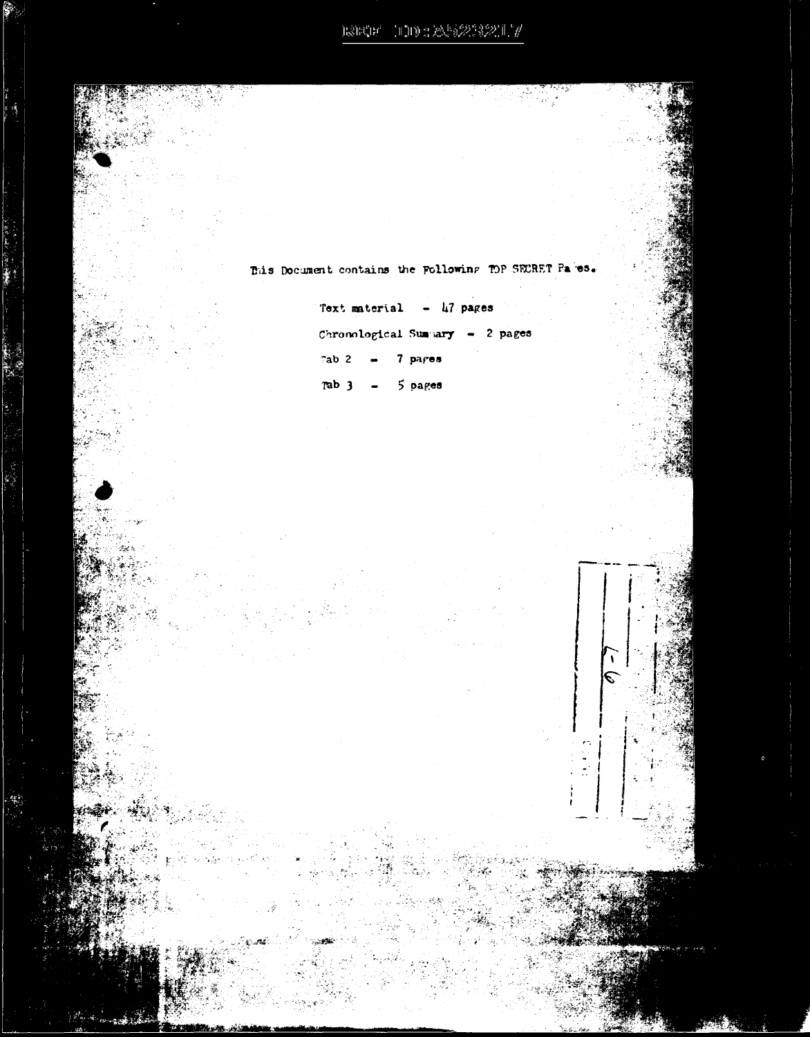This Document contains the Following TOP SECRET Pages.

Text material - 47 pages

Chronological Summary - 2 pages

Tab 2 - 7 pages

Tab 3 - 5 pages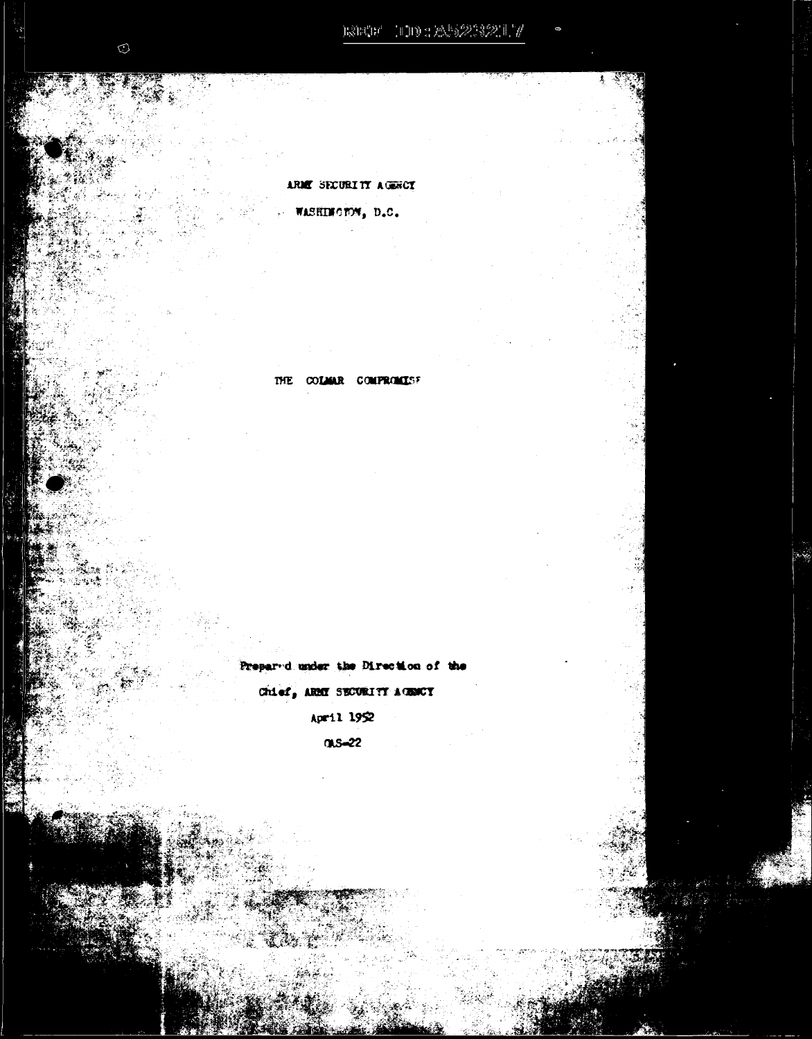ARMY SECURITY AGENCY

WASHINGTON, D.C.

# THE COLMAR COMPROMISE

Prepared under the Direction of the

Chief, ARMY SECURITY AGENCY

April 1952

OAS-22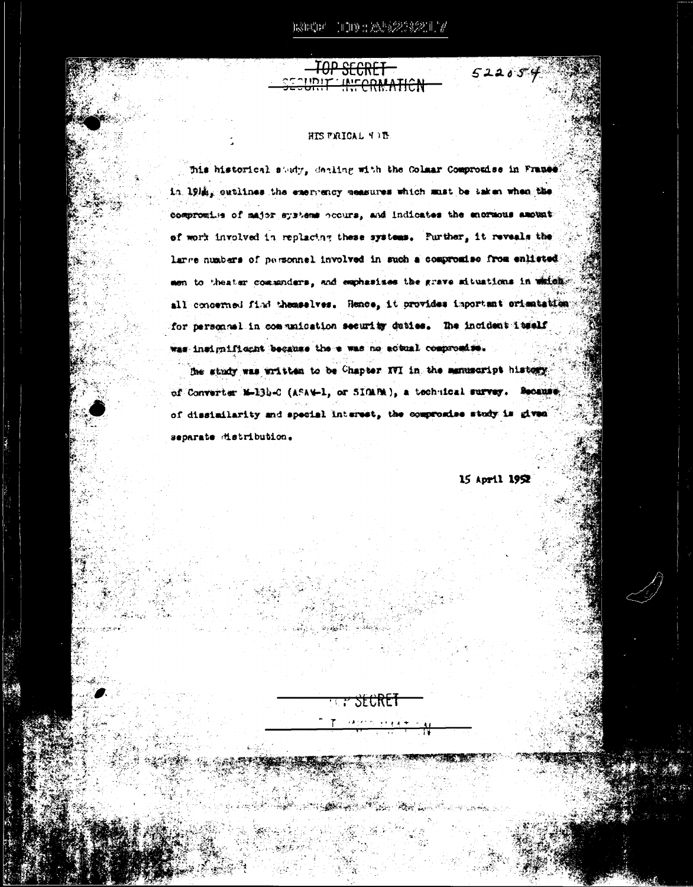TOP SECRET
SECURITY INFORMATION

522054

HISTORICAL NOTE

This historical study, dealing with the Colmar Compromise in France in 1944, outlines the emergency measures which must be taken when the compromise of major systems occurs, and indicates the enormous amount of work involved in replacing these systems. Further, it reveals the large numbers of personnel involved in such a compromise from enlisted men to theater commanders, and emphasizes the grave situations in which all concerned find themselves. Hence, it provides important orientation for personnel in communication security duties. The incident itself was insignificant because there was no actual compromise.

The study was written to be Chapter XVI in the manuscript history of Converter M-134-C (ASAM-1, or SIGABA), a technical survey. Because of dissimilarity and special interest, the compromise study is given separate distribution.

15 April 1952

TOP SECRET
SECURITY INFORMATION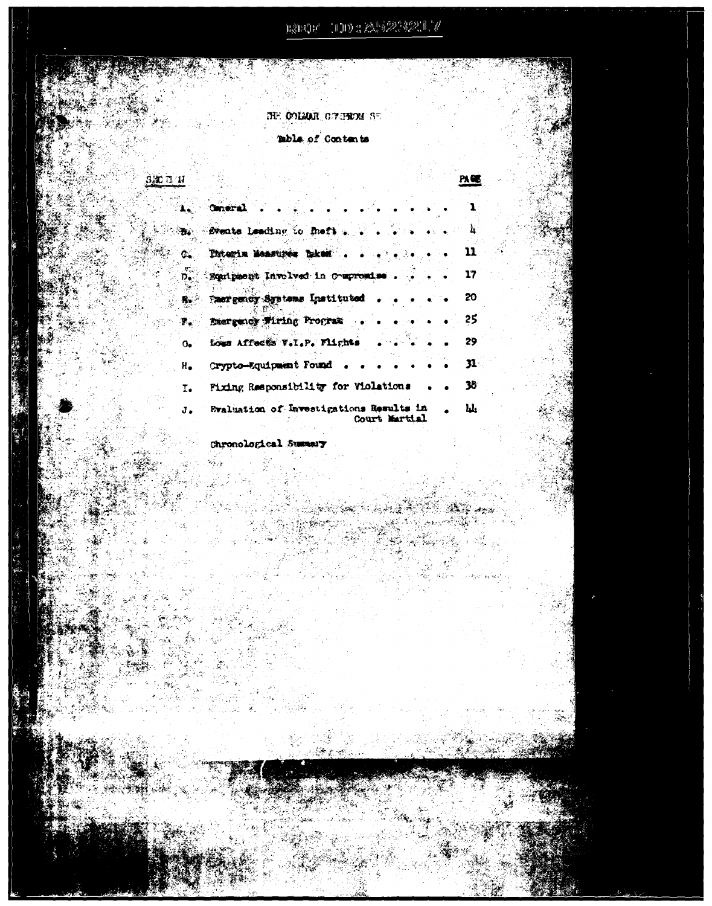# THE COLMAR COMPROMISE

Table of Contents

| SECTION | | PAGE |
| --- | --- | --- |
| A. | General | 1 |
| B. | Events Leading to Theft | 4 |
| C. | Interim Measures Taken | 11 |
| D. | Equipment Involved in Compromise | 17 |
| E. | Emergency Systems Instituted | 20 |
| F. | Emergency Wiring Program | 25 |
| G. | Loss Affects V.I.P. Flights | 29 |
| H. | Crypto-Equipment Found | 31 |
| I. | Fixing Responsibility for Violations | 38 |
| J. | Evaluation of Investigations Results in Court Martial | 44 |
| | Chronological Summary | |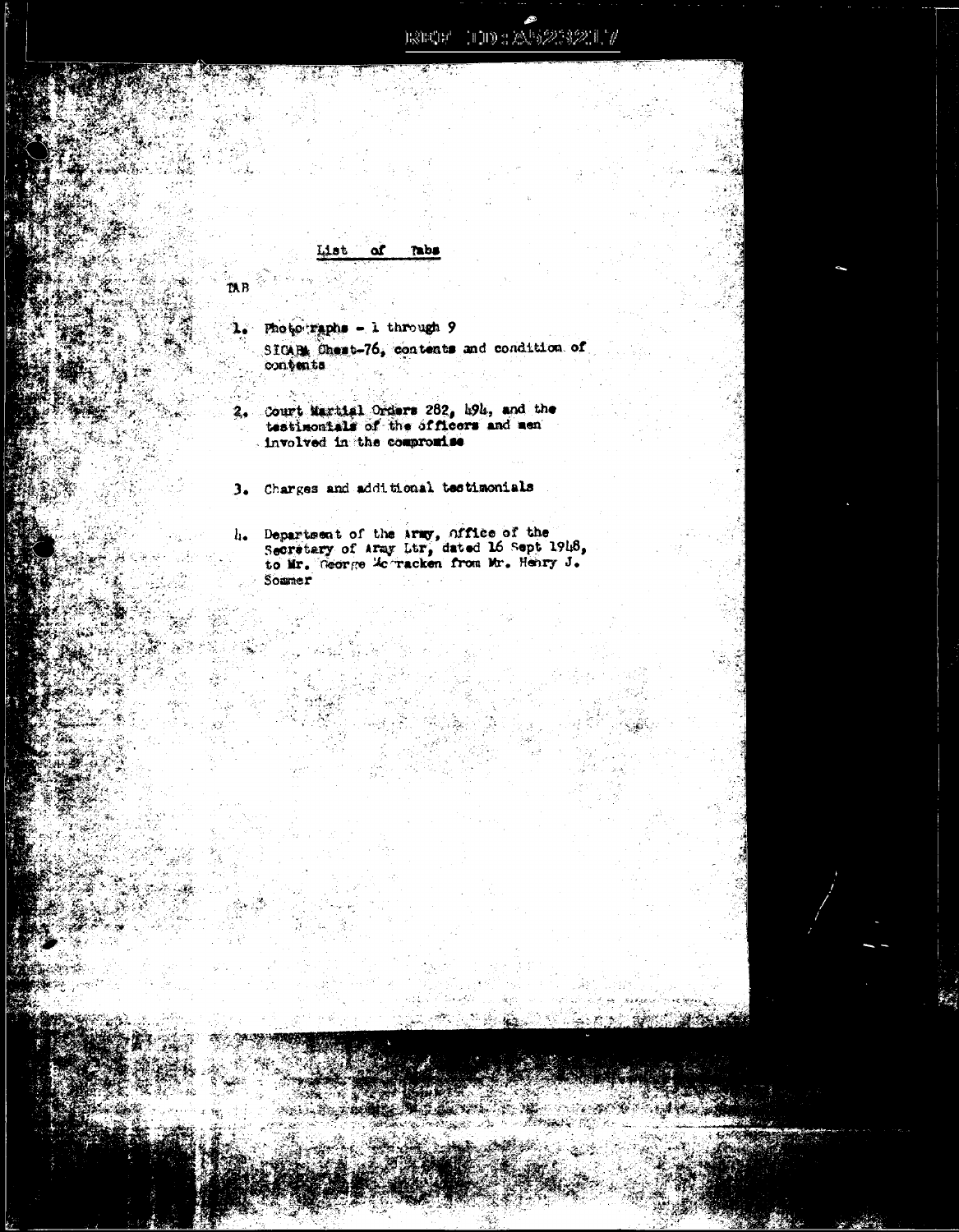## List of Tabs

TAB

1. Photographs - 1 through 9
   SIGABA Chest-76, contents and condition of contents

2. Court Martial Orders 282, 494, and the testimonials of the officers and men involved in the compromise

3. Charges and additional testimonials

4. Department of the Army, Office of the Secretary of Army Ltr, dated 16 Sept 1948, to Mr. George McCracken from Mr. Henry J. Sommer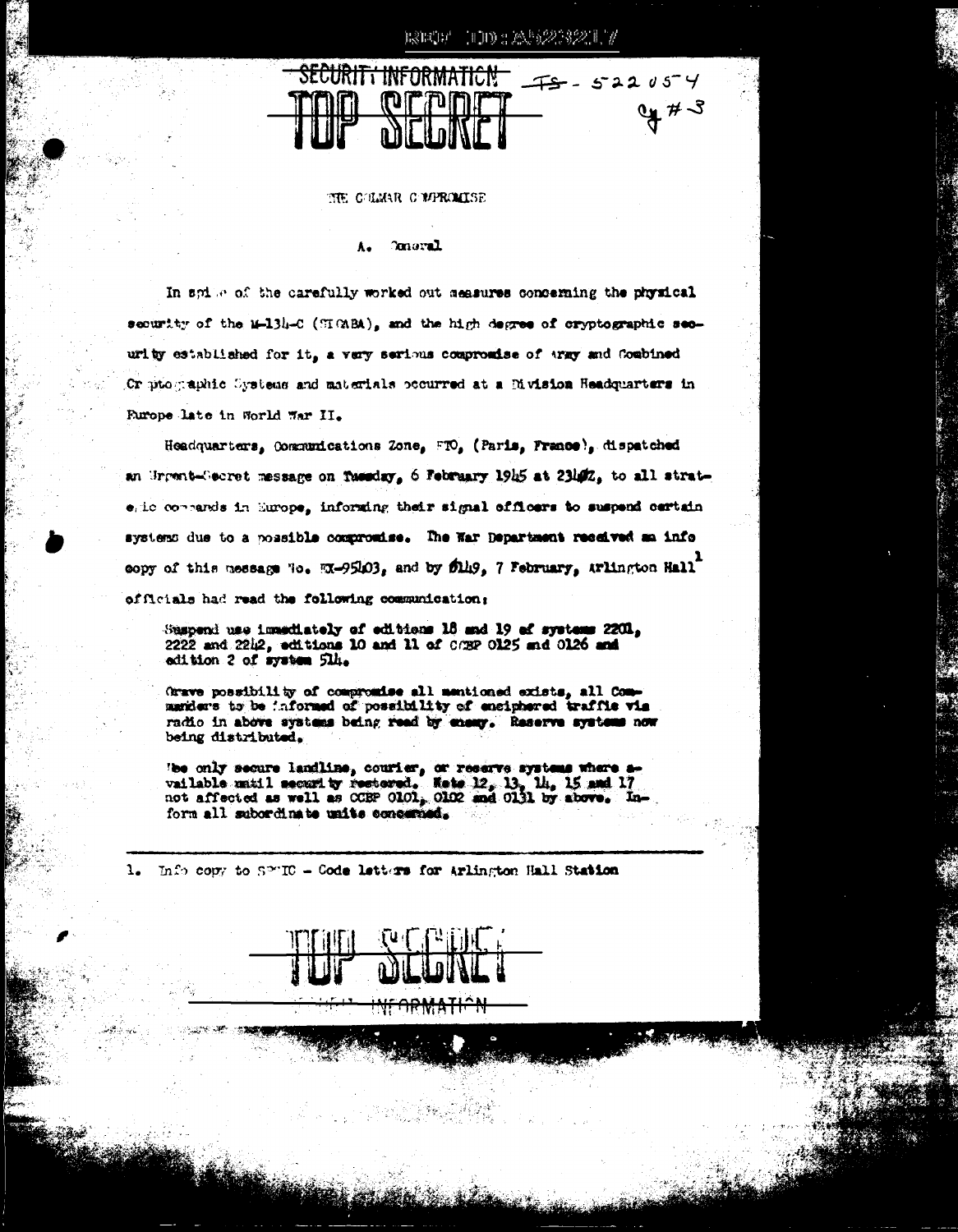SECURITY INFORMATION

TOP SECRET

TS-522054
Cy #3

THE COLMAR COMPROMISE

A. General

In spite of the carefully worked out measures concerning the physical security of the M-134-C (SIGABA), and the high degree of cryptographic security established for it, a very serious compromise of Army and Combined Cryptographic Systems and materials occurred at a Division Headquarters in Europe late in World War II.

Headquarters, Communications Zone, ETO, (Paris, France), dispatched an Urgent-Secret message on Tuesday, 6 February 1945 at 2340Z, to all strategic commands in Europe, informing their signal officers to suspend certain systems due to a possible compromise. The War Department received an info copy of this message No. EX-95403, and by 0149, 7 February, Arlington Hall[1] officials had read the following communication:

> Suspend use immediately of editions 18 and 19 of systems 2201, 2222 and 2242, editions 10 and 11 of CCBP 0125 and 0126 and edition 2 of system 514.
>
> Grave possibility of compromise all mentioned exists, all Commanders to be informed of possibility of enciphered traffic via radio in above systems being read by enemy. Reserve systems now being distributed.
>
> Use only secure landline, courier, or reserve systems where available until security restored. Note 12, 13, 14, 15 and 17 not affected as well as CCBP 0101, 0102 and 0131 by above. Inform all subordinate units concerned.

1. Info copy to SPSIC - Code letters for Arlington Hall Station

TOP SECRET

SECURITY INFORMATION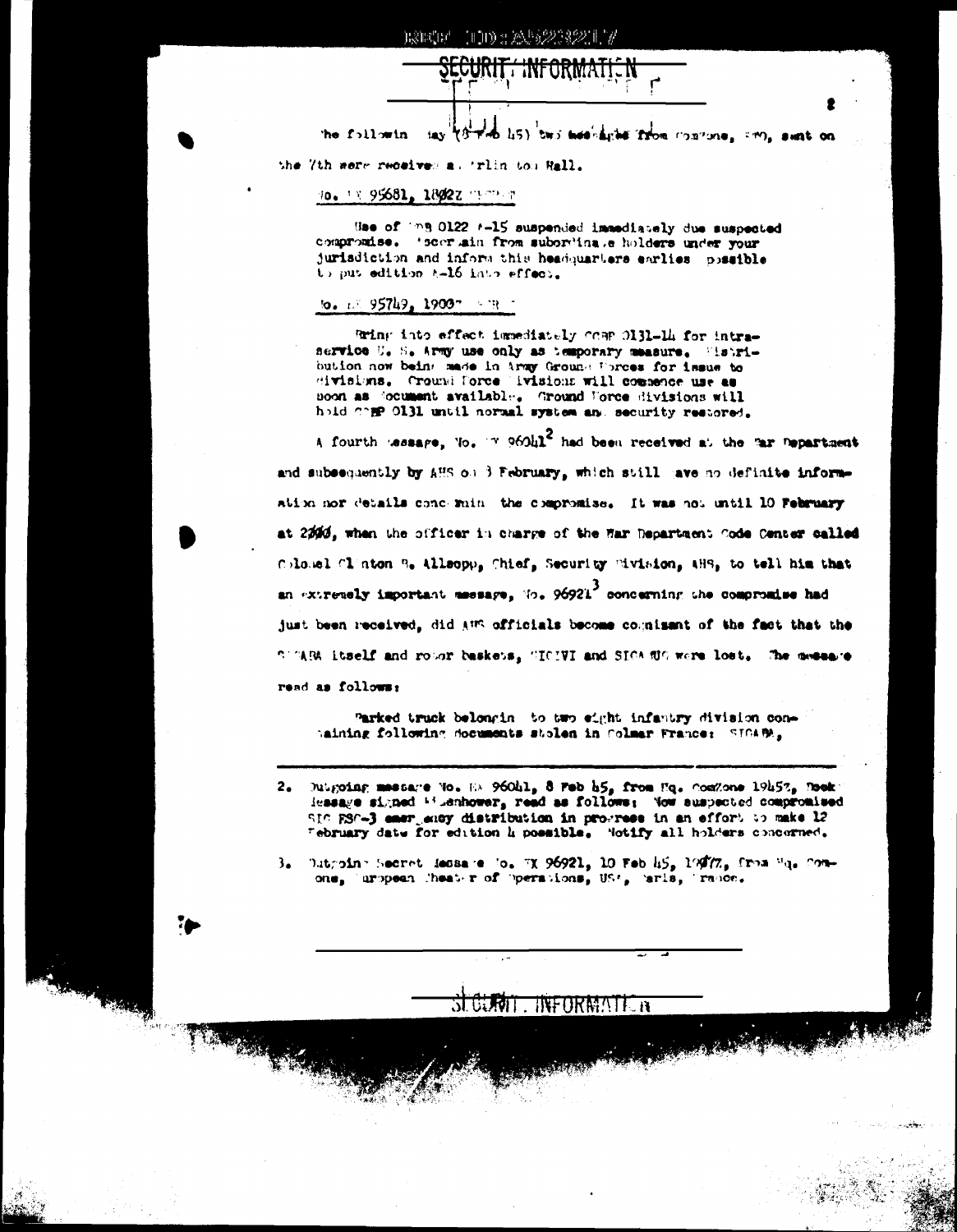SECURITY INFORMATION

The following day (8 Feb 45) two messages from ComZone, ETO, sent on the 7th were received at Arlington Hall.

No. EX 95681, 1802Z

> Use of CSP 0122 A-15 suspended immediately due suspected compromise. Ascertain from subordinate holders under your jurisdiction and inform this headquarters earliest possible to put edition A-16 into effect.

No. EX 95749, 1900Z

> Bring into effect immediately CCBP 0131-14 for intra-service U. S. Army use only as temporary measure. Distribution now being made in Army Ground Forces for issue to divisions. Ground Force divisions will commence use as soon as document available. Ground Force divisions will hold CCBP 0131 until normal system and security restored.

A fourth message, No. EX 96041[2] had been received at the War Department and subsequently by ASA on 9 February, which still gave no definite information nor details concerning the compromise. It was not until 10 February at 2000, when the officer in charge of the War Department Code Center called Colonel Clinton B. Allsopp, Chief, Security Division, ASA, to tell him that an extremely important message, No. 96921[3] concerning the compromise had just been received, did ASA officials become cognizant of the fact that the SIGABA itself and rotor baskets, SIGIVI and SIGAMUG were lost. The message read as follows:

> Parked truck belonging to two eight infantry division containing following documents stolen in Colmar France: SIGABA,

---

2. Outgoing message No. EX 96041, 8 Feb 45, from Hq. ComZone 1945Z, Book Message signed Eisenhower, read as follows: Now suspected compromised SIG RSC-3 emergency distribution in progress in an effort to make 12 February date for edition 4 possible. Notify all holders concerned.

3. Outgoing Secret Message No. EX 96921, 10 Feb 45, 1907Z, from Hq. ComZone, European Theater of Operations, USA, Paris, France.

SECURITY INFORMATION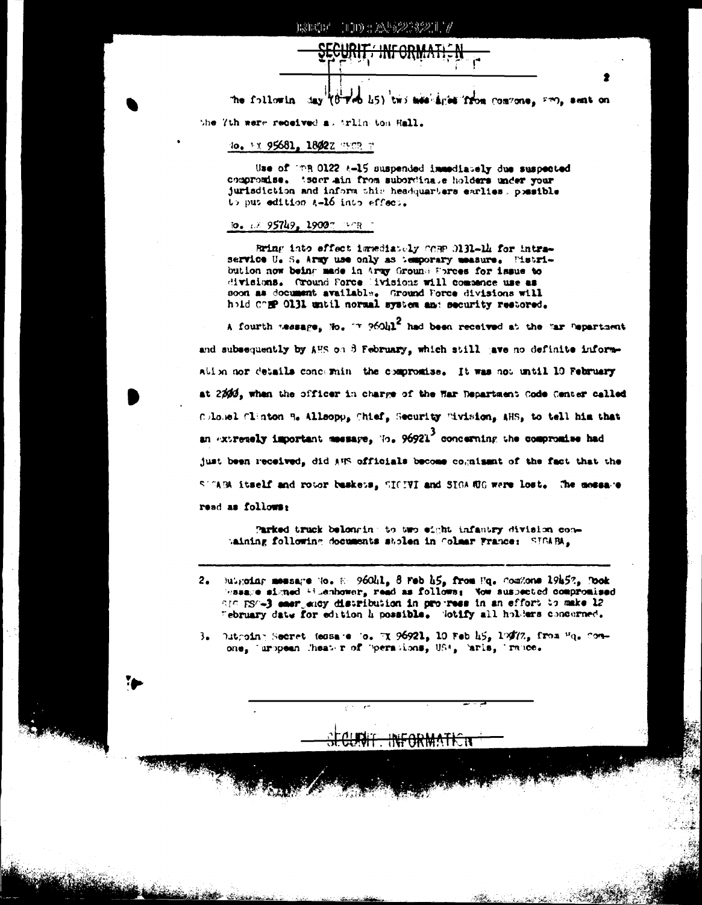SECURITY INFORMATION

The following day (8 Feb 45) two messages from ComZone, ETO, sent on the 7th were received at Arlington Hall.

No. EX 95681, 1802Z SECRET

> Use of CCBP 0122 A-15 suspended immediately due suspected compromise. Ascertain from subordinate holders under your jurisdiction and inform this headquarters earliest possible to put edition A-16 into effect.

No. EX 95749, 1900Z SECRET

> Bring into effect immediately CCBP 0131-14 for intra-service U. S. Army use only as temporary measure. Distribution now being made in Army Ground Forces for issue to divisions. Ground Force divisions will commence use as soon as document available. Ground Force divisions will hold CCBP 0131 until normal system and security restored.

A fourth message, No. EX 96041[2] had been received at the War Department and subsequently by ASS on 8 February, which still gave no definite information nor details concerning the compromise. It was not until 10 February at 2000, when the officer in charge of the War Department Code Center called Colonel Clinton B. Allsopp, Chief, Security Division, ASS, to tell him that an extremely important message, No. 96921[3] concerning the compromise had just been received, did ASS officials become cognizant of the fact that the SIGABA itself and rotor baskets, SIGIVI and SIGAKUG were lost. The message read as follows:

> Parked truck belonging to two eight infantry division containing following documents stolen in Colmar France: SIGABA,

---

2. Outgoing message No. EX 96041, 8 Feb 45, from Hq. ComZone 1945Z, Book message signed Eisenhower, read as follows: Now suspected compromised SIG FSC-3 emergency distribution in progress in an effort to make 12 February date for edition 4 possible. Notify all holders concerned.

3. Outgoing Secret Message No. EX 96921, 10 Feb 45, 1007Z, from Hq. ComZone, European Theater of Operations, USA, Paris, France.

SECURITY INFORMATION